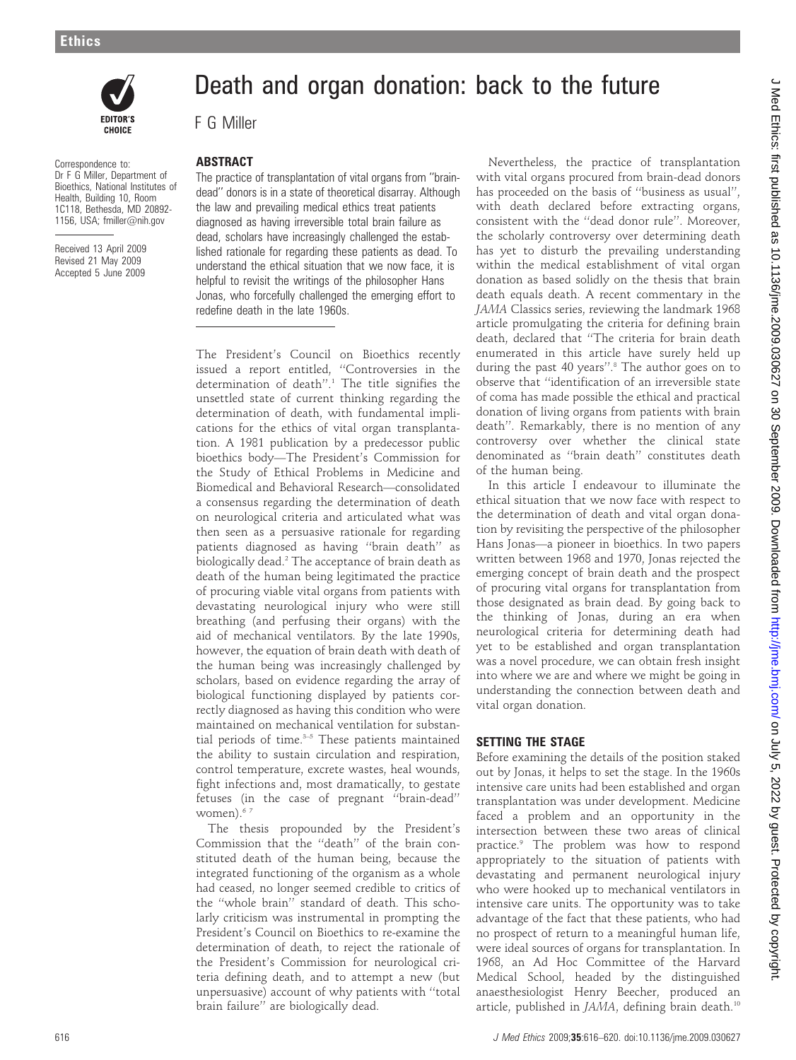Ethics

# Death and organ donation: back to the future

F G Miller

Correspondence to: Dr F G Miller, Department of Bioethics, National Institutes of Health, Building 10, Room 1C118, Bethesda, MD 20892-1156, USA; fmiller@nih.gov

Received 13 April 2009
Revised 21 May 2009
Accepted 5 June 2009

## ABSTRACT

The practice of transplantation of vital organs from "brain-dead" donors is in a state of theoretical disarray. Although the law and prevailing medical ethics treat patients diagnosed as having irreversible total brain failure as dead, scholars have increasingly challenged the established rationale for regarding these patients as dead. To understand the ethical situation that we now face, it is helpful to revisit the writings of the philosopher Hans Jonas, who forcefully challenged the emerging effort to redefine death in the late 1960s.

The President's Council on Bioethics recently issued a report entitled, "Controversies in the determination of death".[1] The title signifies the unsettled state of current thinking regarding the determination of death, with fundamental implications for the ethics of vital organ transplantation. A 1981 publication by a predecessor public bioethics body—The President's Commission for the Study of Ethical Problems in Medicine and Biomedical and Behavioral Research—consolidated a consensus regarding the determination of death on neurological criteria and articulated what was then seen as a persuasive rationale for regarding patients diagnosed as having "brain death" as biologically dead.[2] The acceptance of brain death as death of the human being legitimated the practice of procuring viable vital organs from patients with devastating neurological injury who were still breathing (and perfusing their organs) with the aid of mechanical ventilators. By the late 1990s, however, the equation of brain death with death of the human being was increasingly challenged by scholars, based on evidence regarding the array of biological functioning displayed by patients correctly diagnosed as having this condition who were maintained on mechanical ventilation for substantial periods of time.[3–5] These patients maintained the ability to sustain circulation and respiration, control temperature, excrete wastes, heal wounds, fight infections and, most dramatically, to gestate fetuses (in the case of pregnant "brain-dead" women).[6 7]

The thesis propounded by the President's Commission that the "death" of the brain constituted death of the human being, because the integrated functioning of the organism as a whole had ceased, no longer seemed credible to critics of the "whole brain" standard of death. This scholarly criticism was instrumental in prompting the President's Council on Bioethics to re-examine the determination of death, to reject the rationale of the President's Commission for neurological criteria defining death, and to attempt a new (but unpersuasive) account of why patients with "total brain failure" are biologically dead.

Nevertheless, the practice of transplantation with vital organs procured from brain-dead donors has proceeded on the basis of "business as usual", with death declared before extracting organs, consistent with the "dead donor rule". Moreover, the scholarly controversy over determining death has yet to disturb the prevailing understanding within the medical establishment of vital organ donation as based solidly on the thesis that brain death equals death. A recent commentary in the *JAMA* Classics series, reviewing the landmark 1968 article promulgating the criteria for defining brain death, declared that "The criteria for brain death enumerated in this article have surely held up during the past 40 years".[8] The author goes on to observe that "identification of an irreversible state of coma has made possible the ethical and practical donation of living organs from patients with brain death". Remarkably, there is no mention of any controversy over whether the clinical state denominated as "brain death" constitutes death of the human being.

In this article I endeavour to illuminate the ethical situation that we now face with respect to the determination of death and vital organ donation by revisiting the perspective of the philosopher Hans Jonas—a pioneer in bioethics. In two papers written between 1968 and 1970, Jonas rejected the emerging concept of brain death and the prospect of procuring vital organs for transplantation from those designated as brain dead. By going back to the thinking of Jonas, during an era when neurological criteria for determining death had yet to be established and organ transplantation was a novel procedure, we can obtain fresh insight into where we are and where we might be going in understanding the connection between death and vital organ donation.

## SETTING THE STAGE

Before examining the details of the position staked out by Jonas, it helps to set the stage. In the 1960s intensive care units had been established and organ transplantation was under development. Medicine faced a problem and an opportunity in the intersection between these two areas of clinical practice.[9] The problem was how to respond appropriately to the situation of patients with devastating and permanent neurological injury who were hooked up to mechanical ventilators in intensive care units. The opportunity was to take advantage of the fact that these patients, who had no prospect of return to a meaningful human life, were ideal sources of organs for transplantation. In 1968, an Ad Hoc Committee of the Harvard Medical School, headed by the distinguished anaesthesiologist Henry Beecher, produced an article, published in *JAMA*, defining brain death.[10]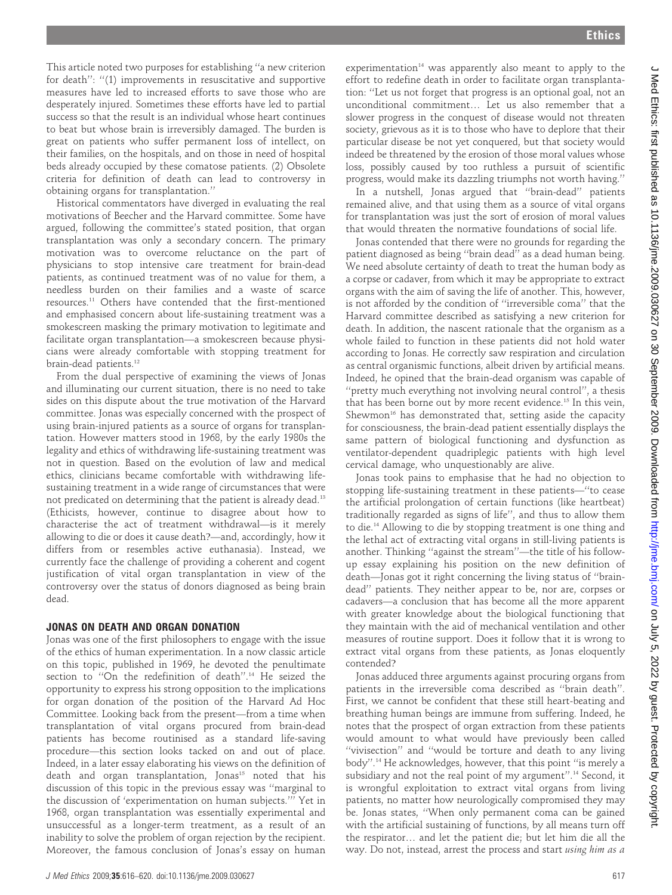This article noted two purposes for establishing "a new criterion for death": "(1) improvements in resuscitative and supportive measures have led to increased efforts to save those who are desperately injured. Sometimes these efforts have led to partial success so that the result is an individual whose heart continues to beat but whose brain is irreversibly damaged. The burden is great on patients who suffer permanent loss of intellect, on their families, on the hospitals, and on those in need of hospital beds already occupied by these comatose patients. (2) Obsolete criteria for definition of death can lead to controversy in obtaining organs for transplantation."

Historical commentators have diverged in evaluating the real motivations of Beecher and the Harvard committee. Some have argued, following the committee's stated position, that organ transplantation was only a secondary concern. The primary motivation was to overcome reluctance on the part of physicians to stop intensive care treatment for brain-dead patients, as continued treatment was of no value for them, a needless burden on their families and a waste of scarce resources.[11] Others have contended that the first-mentioned and emphasised concern about life-sustaining treatment was a smokescreen masking the primary motivation to legitimate and facilitate organ transplantation—a smokescreen because physicians were already comfortable with stopping treatment for brain-dead patients.[12]

From the dual perspective of examining the views of Jonas and illuminating our current situation, there is no need to take sides on this dispute about the true motivation of the Harvard committee. Jonas was especially concerned with the prospect of using brain-injured patients as a source of organs for transplantation. However matters stood in 1968, by the early 1980s the legality and ethics of withdrawing life-sustaining treatment was not in question. Based on the evolution of law and medical ethics, clinicians became comfortable with withdrawing life-sustaining treatment in a wide range of circumstances that were not predicated on determining that the patient is already dead.[13] (Ethicists, however, continue to disagree about how to characterise the act of treatment withdrawal—is it merely allowing to die or does it cause death?—and, accordingly, how it differs from or resembles active euthanasia). Instead, we currently face the challenge of providing a coherent and cogent justification of vital organ transplantation in view of the controversy over the status of donors diagnosed as being brain dead.

## JONAS ON DEATH AND ORGAN DONATION

Jonas was one of the first philosophers to engage with the issue of the ethics of human experimentation. In a now classic article on this topic, published in 1969, he devoted the penultimate section to "On the redefinition of death".[14] He seized the opportunity to express his strong opposition to the implications for organ donation of the position of the Harvard Ad Hoc Committee. Looking back from the present—from a time when transplantation of vital organs procured from brain-dead patients has become routinised as a standard life-saving procedure—this section looks tacked on and out of place. Indeed, in a later essay elaborating his views on the definition of death and organ transplantation, Jonas[15] noted that his discussion of this topic in the previous essay was "marginal to the discussion of 'experimentation on human subjects.'" Yet in 1968, organ transplantation was essentially experimental and unsuccessful as a longer-term treatment, as a result of an inability to solve the problem of organ rejection by the recipient. Moreover, the famous conclusion of Jonas's essay on human experimentation[14] was apparently also meant to apply to the effort to redefine death in order to facilitate organ transplantation: "Let us not forget that progress is an optional goal, not an unconditional commitment… Let us also remember that a slower progress in the conquest of disease would not threaten society, grievous as it is to those who have to deplore that their particular disease be not yet conquered, but that society would indeed be threatened by the erosion of those moral values whose loss, possibly caused by too ruthless a pursuit of scientific progress, would make its dazzling triumphs not worth having."

In a nutshell, Jonas argued that "brain-dead" patients remained alive, and that using them as a source of vital organs for transplantation was just the sort of erosion of moral values that would threaten the normative foundations of social life.

Jonas contended that there were no grounds for regarding the patient diagnosed as being "brain dead" as a dead human being. We need absolute certainty of death to treat the human body as a corpse or cadaver, from which it may be appropriate to extract organs with the aim of saving the life of another. This, however, is not afforded by the condition of "irreversible coma" that the Harvard committee described as satisfying a new criterion for death. In addition, the nascent rationale that the organism as a whole failed to function in these patients did not hold water according to Jonas. He correctly saw respiration and circulation as central organismic functions, albeit driven by artificial means. Indeed, he opined that the brain-dead organism was capable of "pretty much everything not involving neural control", a thesis that has been borne out by more recent evidence.[15] In this vein, Shewmon[16] has demonstrated that, setting aside the capacity for consciousness, the brain-dead patient essentially displays the same pattern of biological functioning and dysfunction as ventilator-dependent quadriplegic patients with high level cervical damage, who unquestionably are alive.

Jonas took pains to emphasise that he had no objection to stopping life-sustaining treatment in these patients—"to cease the artificial prolongation of certain functions (like heartbeat) traditionally regarded as signs of life", and thus to allow them to die.[14] Allowing to die by stopping treatment is one thing and the lethal act of extracting vital organs in still-living patients is another. Thinking "against the stream"—the title of his follow-up essay explaining his position on the new definition of death—Jonas got it right concerning the living status of "brain-dead" patients. They neither appear to be, nor are, corpses or cadavers—a conclusion that has become all the more apparent with greater knowledge about the biological functioning that they maintain with the aid of mechanical ventilation and other measures of routine support. Does it follow that it is wrong to extract vital organs from these patients, as Jonas eloquently contended?

Jonas adduced three arguments against procuring organs from patients in the irreversible coma described as "brain death". First, we cannot be confident that these still heart-beating and breathing human beings are immune from suffering. Indeed, he notes that the prospect of organ extraction from these patients would amount to what would have previously been called "vivisection" and "would be torture and death to any living body".[14] He acknowledges, however, that this point "is merely a subsidiary and not the real point of my argument".[14] Second, it is wrongful exploitation to extract vital organs from living patients, no matter how neurologically compromised they may be. Jonas states, "When only permanent coma can be gained with the artificial sustaining of functions, by all means turn off the respirator… and let the patient die; but let him die all the way. Do not, instead, arrest the process and start *using him as a*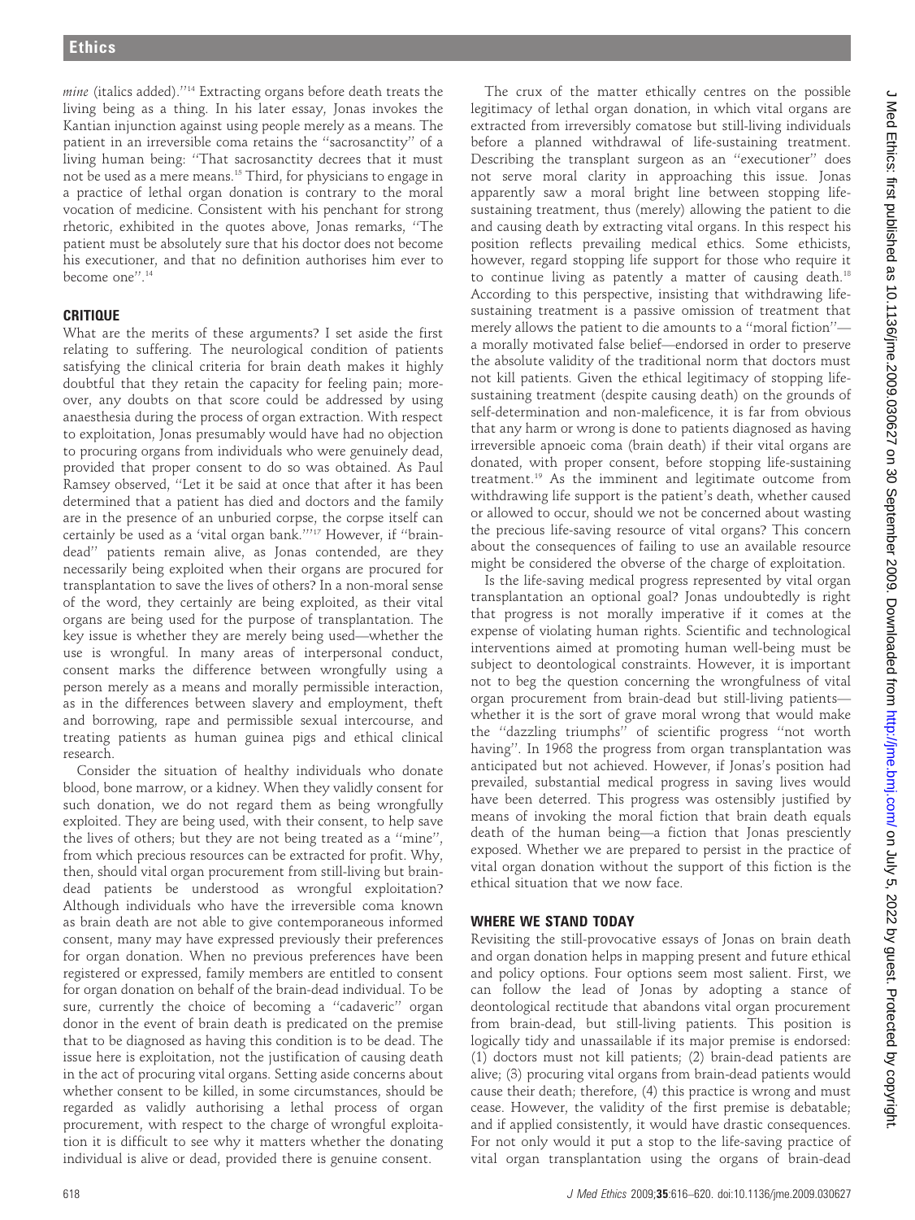*mine* (italics added)."[14] Extracting organs before death treats the living being as a thing. In his later essay, Jonas invokes the Kantian injunction against using people merely as a means. The patient in an irreversible coma retains the "sacrosanctity" of a living human being: "That sacrosanctity decrees that it must not be used as a mere means.[15] Third, for physicians to engage in a practice of lethal organ donation is contrary to the moral vocation of medicine. Consistent with his penchant for strong rhetoric, exhibited in the quotes above, Jonas remarks, "The patient must be absolutely sure that his doctor does not become his executioner, and that no definition authorises him ever to become one".[14]

## CRITIQUE

What are the merits of these arguments? I set aside the first relating to suffering. The neurological condition of patients satisfying the clinical criteria for brain death makes it highly doubtful that they retain the capacity for feeling pain; moreover, any doubts on that score could be addressed by using anaesthesia during the process of organ extraction. With respect to exploitation, Jonas presumably would have had no objection to procuring organs from individuals who were genuinely dead, provided that proper consent to do so was obtained. As Paul Ramsey observed, "Let it be said at once that after it has been determined that a patient has died and doctors and the family are in the presence of an unburied corpse, the corpse itself can certainly be used as a 'vital organ bank.'"[17] However, if "brain-dead" patients remain alive, as Jonas contended, are they necessarily being exploited when their organs are procured for transplantation to save the lives of others? In a non-moral sense of the word, they certainly are being exploited, as their vital organs are being used for the purpose of transplantation. The key issue is whether they are merely being used—whether the use is wrongful. In many areas of interpersonal conduct, consent marks the difference between wrongfully using a person merely as a means and morally permissible interaction, as in the differences between slavery and employment, theft and borrowing, rape and permissible sexual intercourse, and treating patients as human guinea pigs and ethical clinical research.

Consider the situation of healthy individuals who donate blood, bone marrow, or a kidney. When they validly consent for such donation, we do not regard them as being wrongfully exploited. They are being used, with their consent, to help save the lives of others; but they are not being treated as a "mine", from which precious resources can be extracted for profit. Why, then, should vital organ procurement from still-living but brain-dead patients be understood as wrongful exploitation? Although individuals who have the irreversible coma known as brain death are not able to give contemporaneous informed consent, many may have expressed previously their preferences for organ donation. When no previous preferences have been registered or expressed, family members are entitled to consent for organ donation on behalf of the brain-dead individual. To be sure, currently the choice of becoming a "cadaveric" organ donor in the event of brain death is predicated on the premise that to be diagnosed as having this condition is to be dead. The issue here is exploitation, not the justification of causing death in the act of procuring vital organs. Setting aside concerns about whether consent to be killed, in some circumstances, should be regarded as validly authorising a lethal process of organ procurement, with respect to the charge of wrongful exploitation it is difficult to see why it matters whether the donating individual is alive or dead, provided there is genuine consent.

The crux of the matter ethically centres on the possible legitimacy of lethal organ donation, in which vital organs are extracted from irreversibly comatose but still-living individuals before a planned withdrawal of life-sustaining treatment. Describing the transplant surgeon as an "executioner" does not serve moral clarity in approaching this issue. Jonas apparently saw a moral bright line between stopping life-sustaining treatment, thus (merely) allowing the patient to die and causing death by extracting vital organs. In this respect his position reflects prevailing medical ethics. Some ethicists, however, regard stopping life support for those who require it to continue living as patently a matter of causing death.[18] According to this perspective, insisting that withdrawing life-sustaining treatment is a passive omission of treatment that merely allows the patient to die amounts to a "moral fiction"—a morally motivated false belief—endorsed in order to preserve the absolute validity of the traditional norm that doctors must not kill patients. Given the ethical legitimacy of stopping life-sustaining treatment (despite causing death) on the grounds of self-determination and non-maleficence, it is far from obvious that any harm or wrong is done to patients diagnosed as having irreversible apnoeic coma (brain death) if their vital organs are donated, with proper consent, before stopping life-sustaining treatment.[19] As the imminent and legitimate outcome from withdrawing life support is the patient's death, whether caused or allowed to occur, should we not be concerned about wasting the precious life-saving resource of vital organs? This concern about the consequences of failing to use an available resource might be considered the obverse of the charge of exploitation.

Is the life-saving medical progress represented by vital organ transplantation an optional goal? Jonas undoubtedly is right that progress is not morally imperative if it comes at the expense of violating human rights. Scientific and technological interventions aimed at promoting human well-being must be subject to deontological constraints. However, it is important not to beg the question concerning the wrongfulness of vital organ procurement from brain-dead but still-living patients—whether it is the sort of grave moral wrong that would make the "dazzling triumphs" of scientific progress "not worth having". In 1968 the progress from organ transplantation was anticipated but not achieved. However, if Jonas's position had prevailed, substantial medical progress in saving lives would have been deterred. This progress was ostensibly justified by means of invoking the moral fiction that brain death equals death of the human being—a fiction that Jonas presciently exposed. Whether we are prepared to persist in the practice of vital organ donation without the support of this fiction is the ethical situation that we now face.

## WHERE WE STAND TODAY

Revisiting the still-provocative essays of Jonas on brain death and organ donation helps in mapping present and future ethical and policy options. Four options seem most salient. First, we can follow the lead of Jonas by adopting a stance of deontological rectitude that abandons vital organ procurement from brain-dead, but still-living patients. This position is logically tidy and unassailable if its major premise is endorsed: (1) doctors must not kill patients; (2) brain-dead patients are alive; (3) procuring vital organs from brain-dead patients would cause their death; therefore, (4) this practice is wrong and must cease. However, the validity of the first premise is debatable; and if applied consistently, it would have drastic consequences. For not only would it put a stop to the life-saving practice of vital organ transplantation using the organs of brain-dead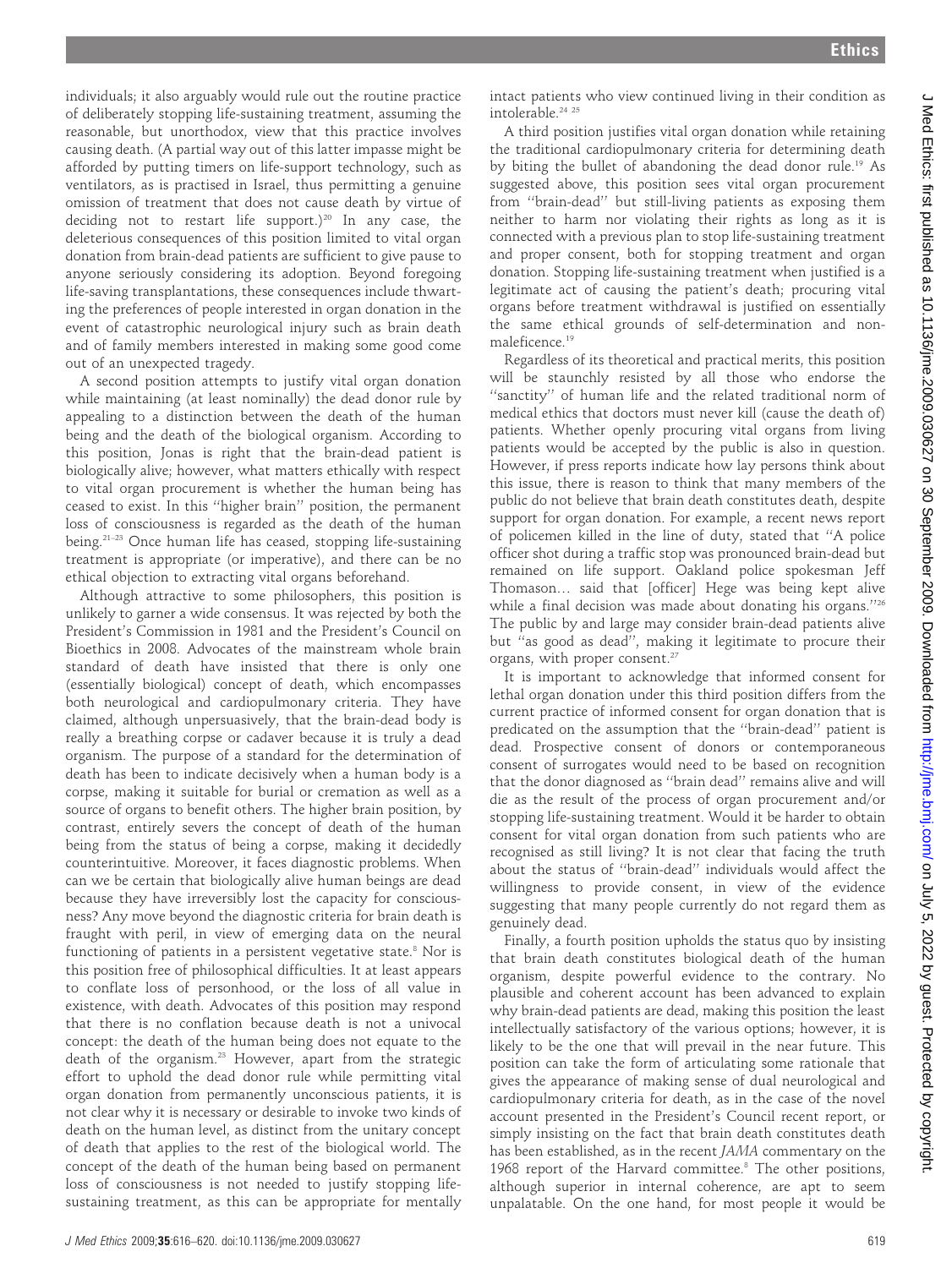individuals; it also arguably would rule out the routine practice of deliberately stopping life-sustaining treatment, assuming the reasonable, but unorthodox, view that this practice involves causing death. (A partial way out of this latter impasse might be afforded by putting timers on life-support technology, such as ventilators, as is practised in Israel, thus permitting a genuine omission of treatment that does not cause death by virtue of deciding not to restart life support.)[20] In any case, the deleterious consequences of this position limited to vital organ donation from brain-dead patients are sufficient to give pause to anyone seriously considering its adoption. Beyond foregoing life-saving transplantations, these consequences include thwarting the preferences of people interested in organ donation in the event of catastrophic neurological injury such as brain death and of family members interested in making some good come out of an unexpected tragedy.

A second position attempts to justify vital organ donation while maintaining (at least nominally) the dead donor rule by appealing to a distinction between the death of the human being and the death of the biological organism. According to this position, Jonas is right that the brain-dead patient is biologically alive; however, what matters ethically with respect to vital organ procurement is whether the human being has ceased to exist. In this "higher brain" position, the permanent loss of consciousness is regarded as the death of the human being.[21–23] Once human life has ceased, stopping life-sustaining treatment is appropriate (or imperative), and there can be no ethical objection to extracting vital organs beforehand.

Although attractive to some philosophers, this position is unlikely to garner a wide consensus. It was rejected by both the President's Commission in 1981 and the President's Council on Bioethics in 2008. Advocates of the mainstream whole brain standard of death have insisted that there is only one (essentially biological) concept of death, which encompasses both neurological and cardiopulmonary criteria. They have claimed, although unpersuasively, that the brain-dead body is really a breathing corpse or cadaver because it is truly a dead organism. The purpose of a standard for the determination of death has been to indicate decisively when a human body is a corpse, making it suitable for burial or cremation as well as a source of organs to benefit others. The higher brain position, by contrast, entirely severs the concept of death of the human being from the status of being a corpse, making it decidedly counterintuitive. Moreover, it faces diagnostic problems. When can we be certain that biologically alive human beings are dead because they have irreversibly lost the capacity for consciousness? Any move beyond the diagnostic criteria for brain death is fraught with peril, in view of emerging data on the neural functioning of patients in a persistent vegetative state.[8] Nor is this position free of philosophical difficulties. It at least appears to conflate loss of personhood, or the loss of all value in existence, with death. Advocates of this position may respond that there is no conflation because death is not a univocal concept: the death of the human being does not equate to the death of the organism.[23] However, apart from the strategic effort to uphold the dead donor rule while permitting vital organ donation from permanently unconscious patients, it is not clear why it is necessary or desirable to invoke two kinds of death on the human level, as distinct from the unitary concept of death that applies to the rest of the biological world. The concept of the death of the human being based on permanent loss of consciousness is not needed to justify stopping life-sustaining treatment, as this can be appropriate for mentally intact patients who view continued living in their condition as intolerable.[24 25]

A third position justifies vital organ donation while retaining the traditional cardiopulmonary criteria for determining death by biting the bullet of abandoning the dead donor rule.[19] As suggested above, this position sees vital organ procurement from "brain-dead" but still-living patients as exposing them neither to harm nor violating their rights as long as it is connected with a previous plan to stop life-sustaining treatment and proper consent, both for stopping treatment and organ donation. Stopping life-sustaining treatment when justified is a legitimate act of causing the patient's death; procuring vital organs before treatment withdrawal is justified on essentially the same ethical grounds of self-determination and non-maleficence.[19]

Regardless of its theoretical and practical merits, this position will be staunchly resisted by all those who endorse the "sanctity" of human life and the related traditional norm of medical ethics that doctors must never kill (cause the death of) patients. Whether openly procuring vital organs from living patients would be accepted by the public is also in question. However, if press reports indicate how lay persons think about this issue, there is reason to think that many members of the public do not believe that brain death constitutes death, despite support for organ donation. For example, a recent news report of policemen killed in the line of duty, stated that "A police officer shot during a traffic stop was pronounced brain-dead but remained on life support. Oakland police spokesman Jeff Thomason… said that [officer] Hege was being kept alive while a final decision was made about donating his organs."[26] The public by and large may consider brain-dead patients alive but "as good as dead", making it legitimate to procure their organs, with proper consent.[27]

It is important to acknowledge that informed consent for lethal organ donation under this third position differs from the current practice of informed consent for organ donation that is predicated on the assumption that the "brain-dead" patient is dead. Prospective consent of donors or contemporaneous consent of surrogates would need to be based on recognition that the donor diagnosed as "brain dead" remains alive and will die as the result of the process of organ procurement and/or stopping life-sustaining treatment. Would it be harder to obtain consent for vital organ donation from such patients who are recognised as still living? It is not clear that facing the truth about the status of "brain-dead" individuals would affect the willingness to provide consent, in view of the evidence suggesting that many people currently do not regard them as genuinely dead.

Finally, a fourth position upholds the status quo by insisting that brain death constitutes biological death of the human organism, despite powerful evidence to the contrary. No plausible and coherent account has been advanced to explain why brain-dead patients are dead, making this position the least intellectually satisfactory of the various options; however, it is likely to be the one that will prevail in the near future. This position can take the form of articulating some rationale that gives the appearance of making sense of dual neurological and cardiopulmonary criteria for death, as in the case of the novel account presented in the President's Council recent report, or simply insisting on the fact that brain death constitutes death has been established, as in the recent *JAMA* commentary on the 1968 report of the Harvard committee.[8] The other positions, although superior in internal coherence, are apt to seem unpalatable. On the one hand, for most people it would be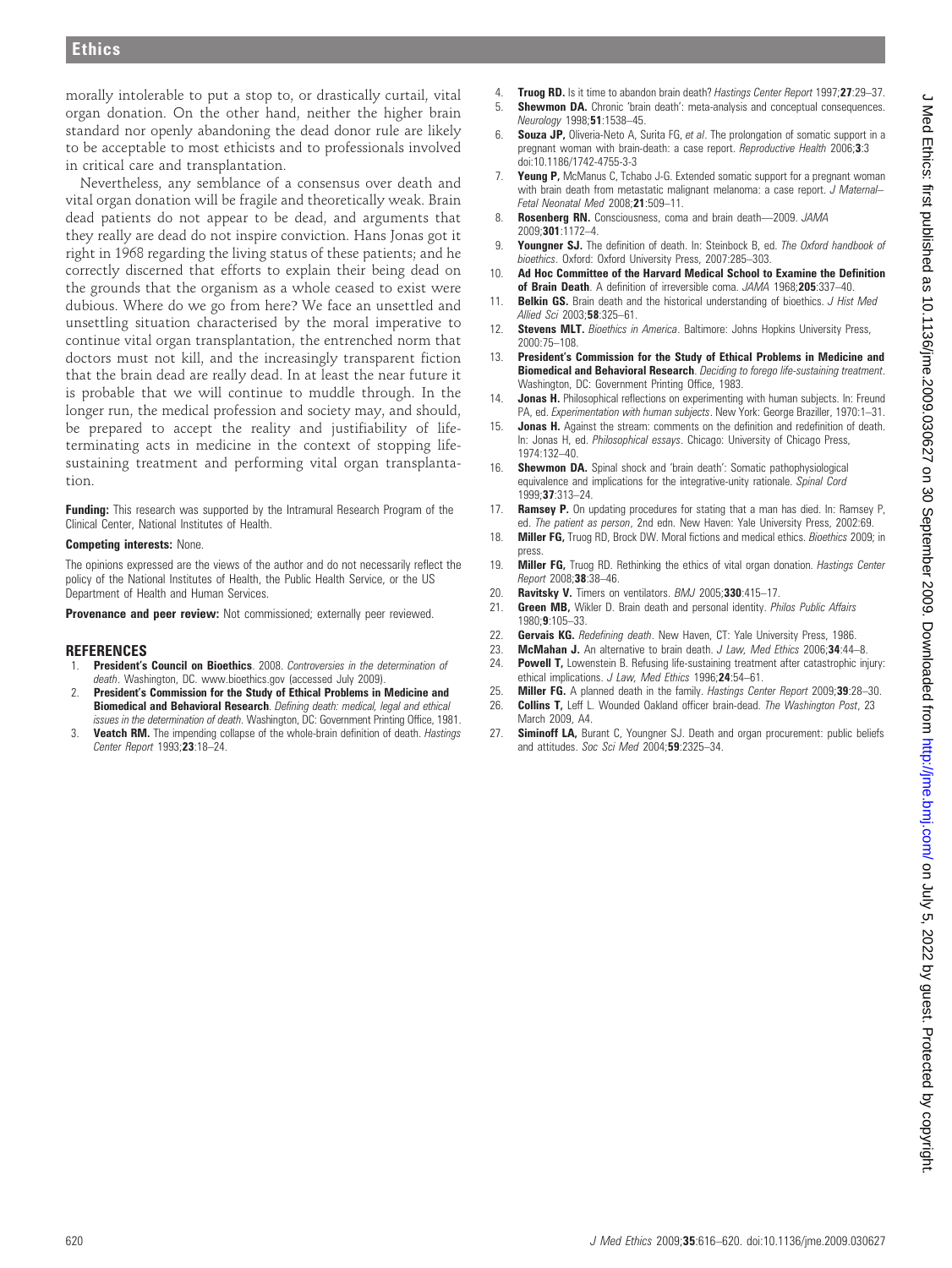morally intolerable to put a stop to, or drastically curtail, vital organ donation. On the other hand, neither the higher brain standard nor openly abandoning the dead donor rule are likely to be acceptable to most ethicists and to professionals involved in critical care and transplantation.

Nevertheless, any semblance of a consensus over death and vital organ donation will be fragile and theoretically weak. Brain dead patients do not appear to be dead, and arguments that they really are dead do not inspire conviction. Hans Jonas got it right in 1968 regarding the living status of these patients; and he correctly discerned that efforts to explain their being dead on the grounds that the organism as a whole ceased to exist were dubious. Where do we go from here? We face an unsettled and unsettling situation characterised by the moral imperative to continue vital organ transplantation, the entrenched norm that doctors must not kill, and the increasingly transparent fiction that the brain dead are really dead. In at least the near future it is probable that we will continue to muddle through. In the longer run, the medical profession and society may, and should, be prepared to accept the reality and justifiability of life-terminating acts in medicine in the context of stopping life-sustaining treatment and performing vital organ transplantation.

**Funding:** This research was supported by the Intramural Research Program of the Clinical Center, National Institutes of Health.

**Competing interests:** None.

The opinions expressed are the views of the author and do not necessarily reflect the policy of the National Institutes of Health, the Public Health Service, or the US Department of Health and Human Services.

**Provenance and peer review:** Not commissioned; externally peer reviewed.

## REFERENCES

1. **President's Council on Bioethics**. 2008. *Controversies in the determination of death*. Washington, DC. www.bioethics.gov (accessed July 2009).
2. **President's Commission for the Study of Ethical Problems in Medicine and Biomedical and Behavioral Research**. *Defining death: medical, legal and ethical issues in the determination of death*. Washington, DC: Government Printing Office, 1981.
3. **Veatch RM.** The impending collapse of the whole-brain definition of death. *Hastings Center Report* 1993;**23**:18–24.
4. **Truog RD.** Is it time to abandon brain death? *Hastings Center Report* 1997;**27**:29–37.
5. **Shewmon DA.** Chronic 'brain death': meta-analysis and conceptual consequences. *Neurology* 1998;**51**:1538–45.
6. **Souza JP,** Oliveria-Neto A, Surita FG, *et al*. The prolongation of somatic support in a pregnant woman with brain-death: a case report. *Reproductive Health* 2006;**3**:3 doi:10.1186/1742-4755-3-3
7. **Yeung P,** McManus C, Tchabo J-G. Extended somatic support for a pregnant woman with brain death from metastatic malignant melanoma: a case report. *J Maternal–Fetal Neonatal Med* 2008;**21**:509–11.
8. **Rosenberg RN.** Consciousness, coma and brain death—2009. *JAMA* 2009;**301**:1172–4.
9. **Youngner SJ.** The definition of death. In: Steinbock B, ed. *The Oxford handbook of bioethics*. Oxford: Oxford University Press, 2007:285–303.
10. **Ad Hoc Committee of the Harvard Medical School to Examine the Definition of Brain Death**. A definition of irreversible coma. *JAMA* 1968;**205**:337–40.
11. **Belkin GS.** Brain death and the historical understanding of bioethics. *J Hist Med Allied Sci* 2003;**58**:325–61.
12. **Stevens MLT.** *Bioethics in America*. Baltimore: Johns Hopkins University Press, 2000:75–108.
13. **President's Commission for the Study of Ethical Problems in Medicine and Biomedical and Behavioral Research**. *Deciding to forego life-sustaining treatment*. Washington, DC: Government Printing Office, 1983.
14. **Jonas H.** Philosophical reflections on experimenting with human subjects. In: Freund PA, ed. *Experimentation with human subjects*. New York: George Braziller, 1970:1–31.
15. **Jonas H.** Against the stream: comments on the definition and redefinition of death. In: Jonas H, ed. *Philosophical essays*. Chicago: University of Chicago Press, 1974:132–40.
16. **Shewmon DA.** Spinal shock and 'brain death': Somatic pathophysiological equivalence and implications for the integrative-unity rationale. *Spinal Cord* 1999;**37**:313–24.
17. **Ramsey P.** On updating procedures for stating that a man has died. In: Ramsey P, ed. *The patient as person*, 2nd edn. New Haven: Yale University Press, 2002:69.
18. **Miller FG,** Truog RD, Brock DW. Moral fictions and medical ethics. *Bioethics* 2009; in press.
19. **Miller FG,** Truog RD. Rethinking the ethics of vital organ donation. *Hastings Center Report* 2008;**38**:38–46.
20. **Ravitsky V.** Timers on ventilators. *BMJ* 2005;**330**:415–17.
21. **Green MB,** Wikler D. Brain death and personal identity. *Philos Public Affairs* 1980;**9**:105–33.
22. **Gervais KG.** *Redefining death*. New Haven, CT: Yale University Press, 1986.
23. **McMahan J.** An alternative to brain death. *J Law, Med Ethics* 2006;**34**:44–8.
24. **Powell T,** Lowenstein B. Refusing life-sustaining treatment after catastrophic injury: ethical implications. *J Law, Med Ethics* 1996;**24**:54–61.
25. **Miller FG.** A planned death in the family. *Hastings Center Report* 2009;**39**:28–30.
26. **Collins T,** Leff L. Wounded Oakland officer brain-dead. *The Washington Post*, 23 March 2009, A4.
27. **Siminoff LA,** Burant C, Youngner SJ. Death and organ procurement: public beliefs and attitudes. *Soc Sci Med* 2004;**59**:2325–34.